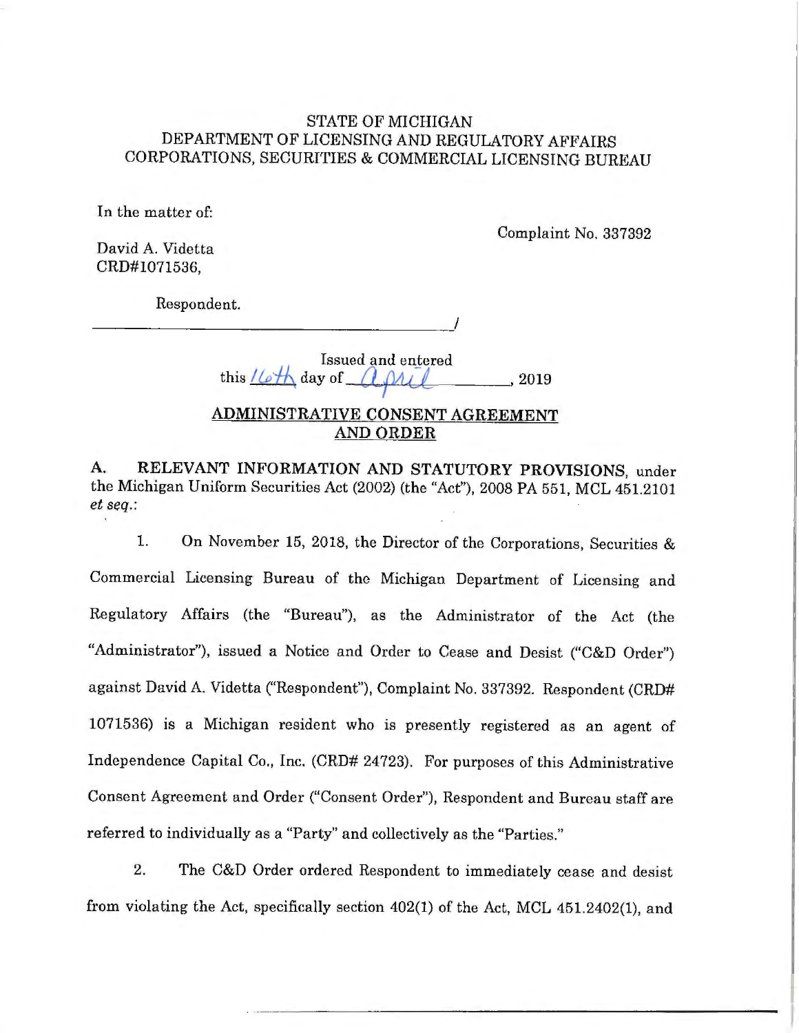STATE OF MICHIGAN
DEPARTMENT OF LICENSING AND REGULATORY AFFAIRS
CORPORATIONS, SECURITIES & COMMERCIAL LICENSING BUREAU

In the matter of:

Complaint No. 337392

David A. Videtta
CRD#1071536,

Respondent.

\_\_\_\_\_\_\_\_\_\_\_\_\_\_\_\_\_\_\_\_\_\_\_\_\_\_\_\_\_\_\_\_\_\_\_\_\_\_\_\_/

Issued and entered
this 16th day of April, 2019

## ADMINISTRATIVE CONSENT AGREEMENT AND ORDER

**A. RELEVANT INFORMATION AND STATUTORY PROVISIONS**, under the Michigan Uniform Securities Act (2002) (the "Act"), 2008 PA 551, MCL 451.2101 *et seq.*:

1. On November 15, 2018, the Director of the Corporations, Securities & Commercial Licensing Bureau of the Michigan Department of Licensing and Regulatory Affairs (the "Bureau"), as the Administrator of the Act (the "Administrator"), issued a Notice and Order to Cease and Desist ("C&D Order") against David A. Videtta ("Respondent"), Complaint No. 337392. Respondent (CRD# 1071536) is a Michigan resident who is presently registered as an agent of Independence Capital Co., Inc. (CRD# 24723). For purposes of this Administrative Consent Agreement and Order ("Consent Order"), Respondent and Bureau staff are referred to individually as a "Party" and collectively as the "Parties."

2. The C&D Order ordered Respondent to immediately cease and desist from violating the Act, specifically section 402(1) of the Act, MCL 451.2402(1), and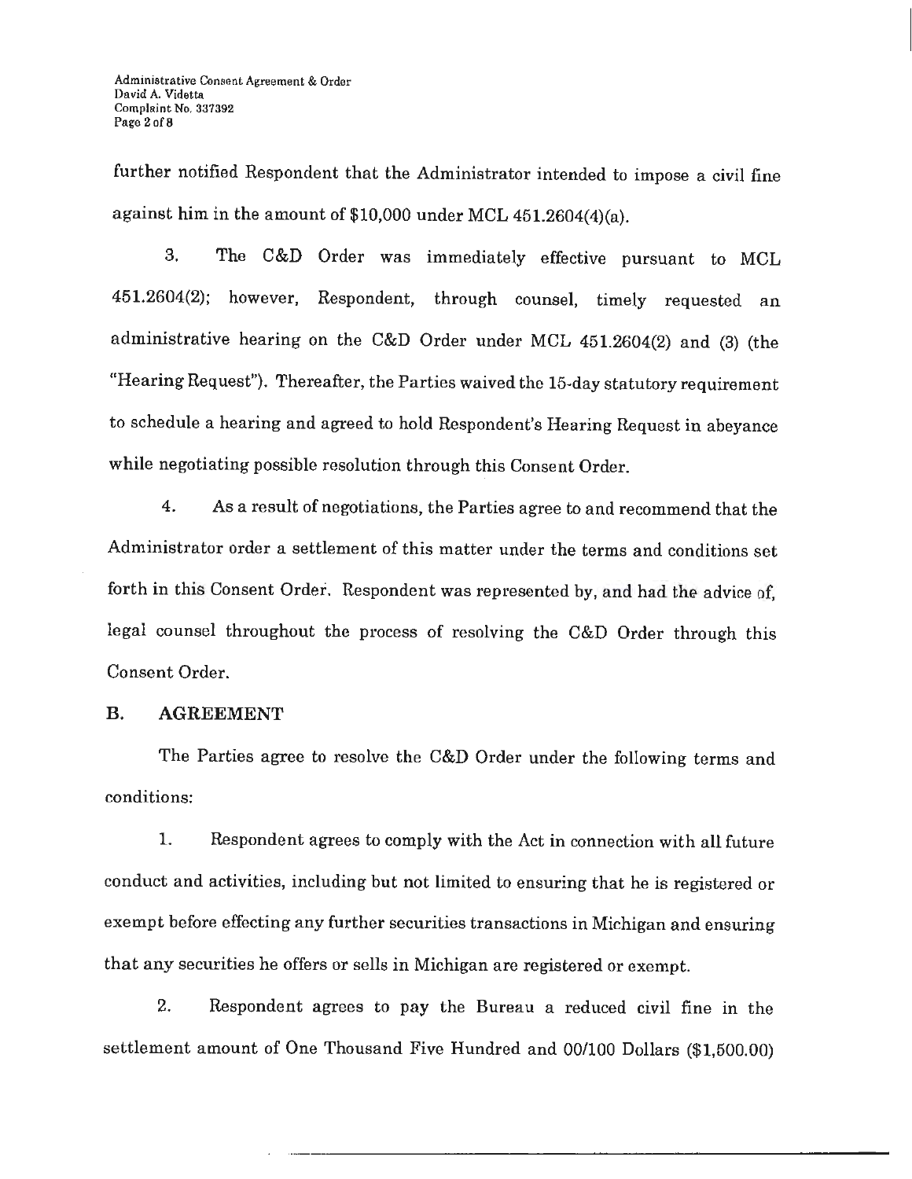further notified Respondent that the Administrator intended to impose a civil fine against him in the amount of $10,000 under MCL 451.2604(4)(a).

3. The C&D Order was immediately effective pursuant to MCL 451.2604(2); however, Respondent, through counsel, timely requested an administrative hearing on the C&D Order under MCL 451.2604(2) and (3) (the "Hearing Request"). Thereafter, the Parties waived the 15-day statutory requirement to schedule a hearing and agreed to hold Respondent's Hearing Request in abeyance while negotiating possible resolution through this Consent Order.

4. As a result of negotiations, the Parties agree to and recommend that the Administrator order a settlement of this matter under the terms and conditions set forth in this Consent Order. Respondent was represented by, and had the advice of, legal counsel throughout the process of resolving the C&D Order through this Consent Order.

## B. AGREEMENT

The Parties agree to resolve the C&D Order under the following terms and conditions:

1. Respondent agrees to comply with the Act in connection with all future conduct and activities, including but not limited to ensuring that he is registered or exempt before effecting any further securities transactions in Michigan and ensuring that any securities he offers or sells in Michigan are registered or exempt.

2. Respondent agrees to pay the Bureau a reduced civil fine in the settlement amount of One Thousand Five Hundred and 00/100 Dollars ($1,500.00)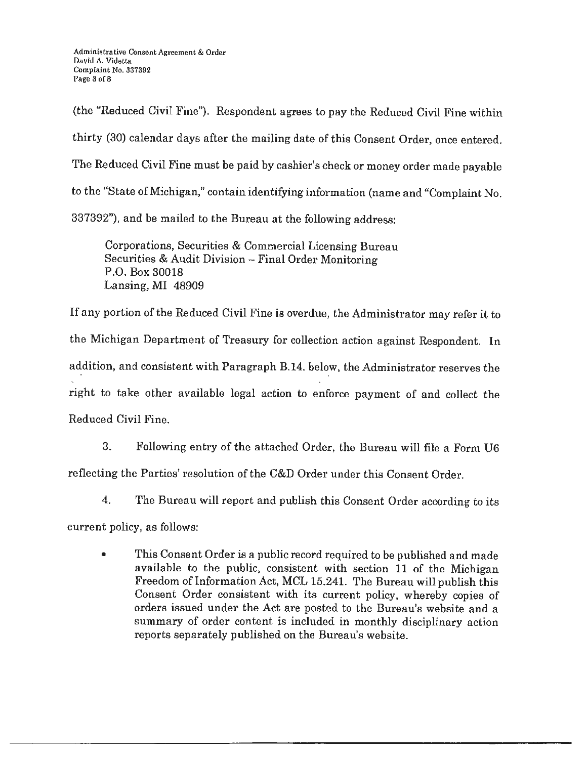(the "Reduced Civil Fine"). Respondent agrees to pay the Reduced Civil Fine within thirty (30) calendar days after the mailing date of this Consent Order, once entered. The Reduced Civil Fine must be paid by cashier's check or money order made payable to the "State of Michigan," contain identifying information (name and "Complaint No. 337392"), and be mailed to the Bureau at the following address:

> Corporations, Securities & Commercial Licensing Bureau
> Securities & Audit Division – Final Order Monitoring
> P.O. Box 30018
> Lansing, MI 48909

If any portion of the Reduced Civil Fine is overdue, the Administrator may refer it to the Michigan Department of Treasury for collection action against Respondent. In addition, and consistent with Paragraph B.14. below, the Administrator reserves the right to take other available legal action to enforce payment of and collect the Reduced Civil Fine.

3. Following entry of the attached Order, the Bureau will file a Form U6 reflecting the Parties' resolution of the C&D Order under this Consent Order.

4. The Bureau will report and publish this Consent Order according to its current policy, as follows:

- This Consent Order is a public record required to be published and made available to the public, consistent with section 11 of the Michigan Freedom of Information Act, MCL 15.241. The Bureau will publish this Consent Order consistent with its current policy, whereby copies of orders issued under the Act are posted to the Bureau's website and a summary of order content is included in monthly disciplinary action reports separately published on the Bureau's website.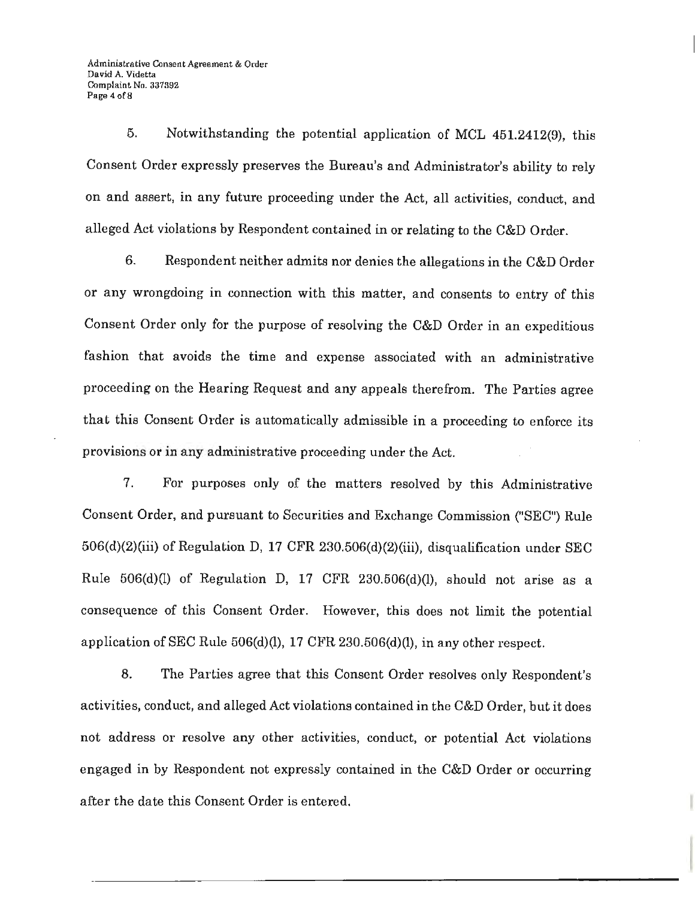5. Notwithstanding the potential application of MCL 451.2412(9), this Consent Order expressly preserves the Bureau's and Administrator's ability to rely on and assert, in any future proceeding under the Act, all activities, conduct, and alleged Act violations by Respondent contained in or relating to the C&D Order.

6. Respondent neither admits nor denies the allegations in the C&D Order or any wrongdoing in connection with this matter, and consents to entry of this Consent Order only for the purpose of resolving the C&D Order in an expeditious fashion that avoids the time and expense associated with an administrative proceeding on the Hearing Request and any appeals therefrom. The Parties agree that this Consent Order is automatically admissible in a proceeding to enforce its provisions or in any administrative proceeding under the Act.

7. For purposes only of the matters resolved by this Administrative Consent Order, and pursuant to Securities and Exchange Commission ("SEC") Rule 506(d)(2)(iii) of Regulation D, 17 CFR 230.506(d)(2)(iii), disqualification under SEC Rule 506(d)(1) of Regulation D, 17 CFR 230.506(d)(1), should not arise as a consequence of this Consent Order. However, this does not limit the potential application of SEC Rule 506(d)(1), 17 CFR 230.506(d)(1), in any other respect.

8. The Parties agree that this Consent Order resolves only Respondent's activities, conduct, and alleged Act violations contained in the C&D Order, but it does not address or resolve any other activities, conduct, or potential Act violations engaged in by Respondent not expressly contained in the C&D Order or occurring after the date this Consent Order is entered.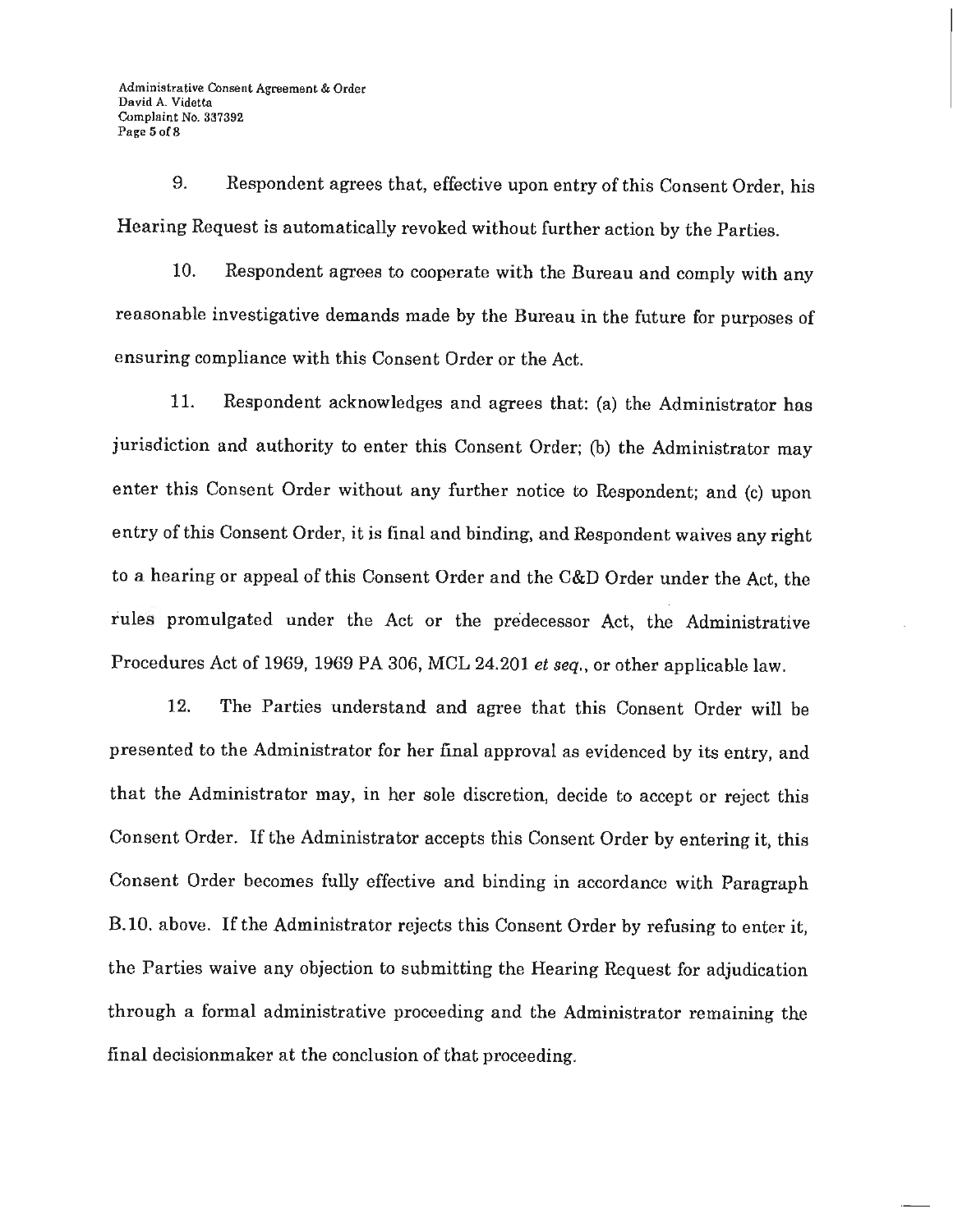9. Respondent agrees that, effective upon entry of this Consent Order, his Hearing Request is automatically revoked without further action by the Parties.

10. Respondent agrees to cooperate with the Bureau and comply with any reasonable investigative demands made by the Bureau in the future for purposes of ensuring compliance with this Consent Order or the Act.

11. Respondent acknowledges and agrees that: (a) the Administrator has jurisdiction and authority to enter this Consent Order; (b) the Administrator may enter this Consent Order without any further notice to Respondent; and (c) upon entry of this Consent Order, it is final and binding, and Respondent waives any right to a hearing or appeal of this Consent Order and the C&D Order under the Act, the rules promulgated under the Act or the predecessor Act, the Administrative Procedures Act of 1969, 1969 PA 306, MCL 24.201 *et seq.*, or other applicable law.

12. The Parties understand and agree that this Consent Order will be presented to the Administrator for her final approval as evidenced by its entry, and that the Administrator may, in her sole discretion, decide to accept or reject this Consent Order. If the Administrator accepts this Consent Order by entering it, this Consent Order becomes fully effective and binding in accordance with Paragraph B.10. above. If the Administrator rejects this Consent Order by refusing to enter it, the Parties waive any objection to submitting the Hearing Request for adjudication through a formal administrative proceeding and the Administrator remaining the final decisionmaker at the conclusion of that proceeding.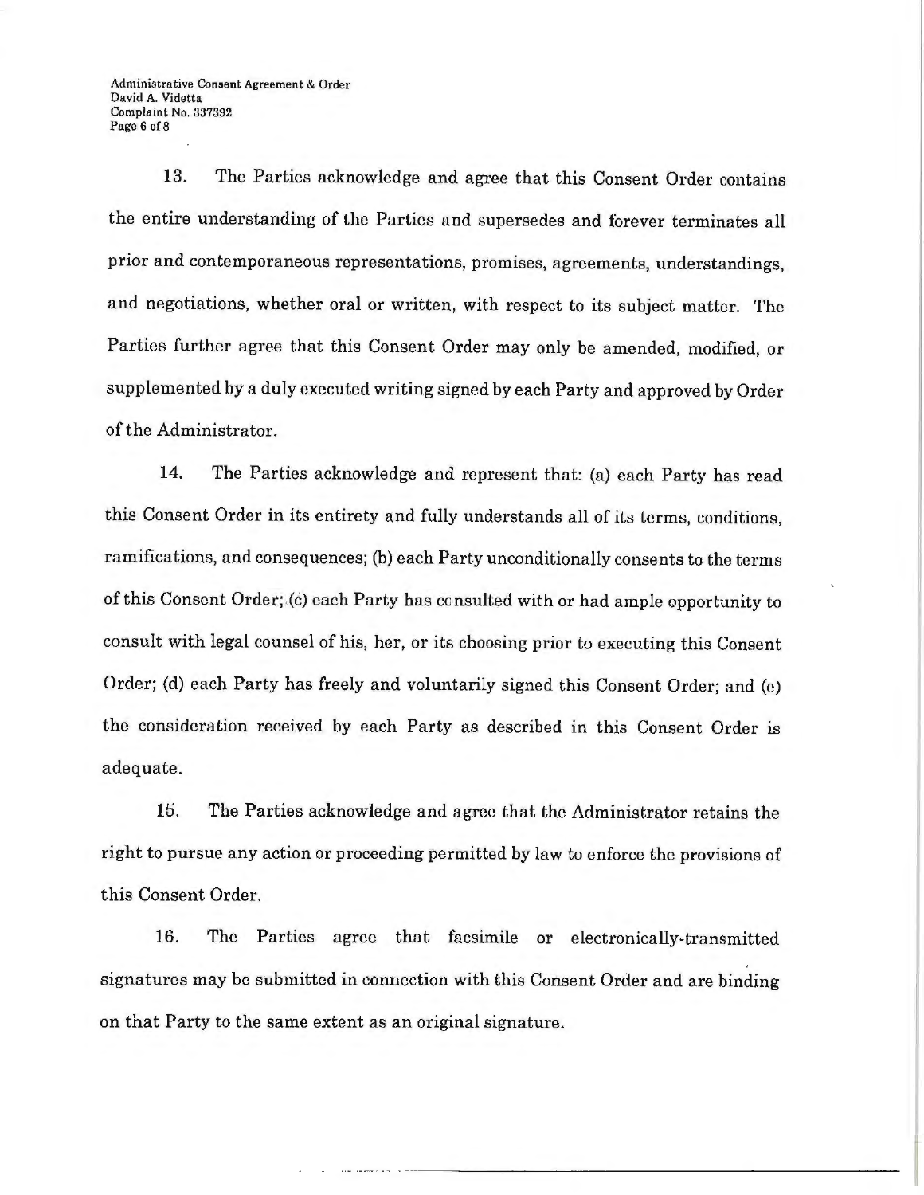13. The Parties acknowledge and agree that this Consent Order contains the entire understanding of the Parties and supersedes and forever terminates all prior and contemporaneous representations, promises, agreements, understandings, and negotiations, whether oral or written, with respect to its subject matter. The Parties further agree that this Consent Order may only be amended, modified, or supplemented by a duly executed writing signed by each Party and approved by Order of the Administrator.

14. The Parties acknowledge and represent that: (a) each Party has read this Consent Order in its entirety and fully understands all of its terms, conditions, ramifications, and consequences; (b) each Party unconditionally consents to the terms of this Consent Order; (c) each Party has consulted with or had ample opportunity to consult with legal counsel of his, her, or its choosing prior to executing this Consent Order; (d) each Party has freely and voluntarily signed this Consent Order; and (e) the consideration received by each Party as described in this Consent Order is adequate.

15. The Parties acknowledge and agree that the Administrator retains the right to pursue any action or proceeding permitted by law to enforce the provisions of this Consent Order.

16. The Parties agree that facsimile or electronically-transmitted signatures may be submitted in connection with this Consent Order and are binding on that Party to the same extent as an original signature.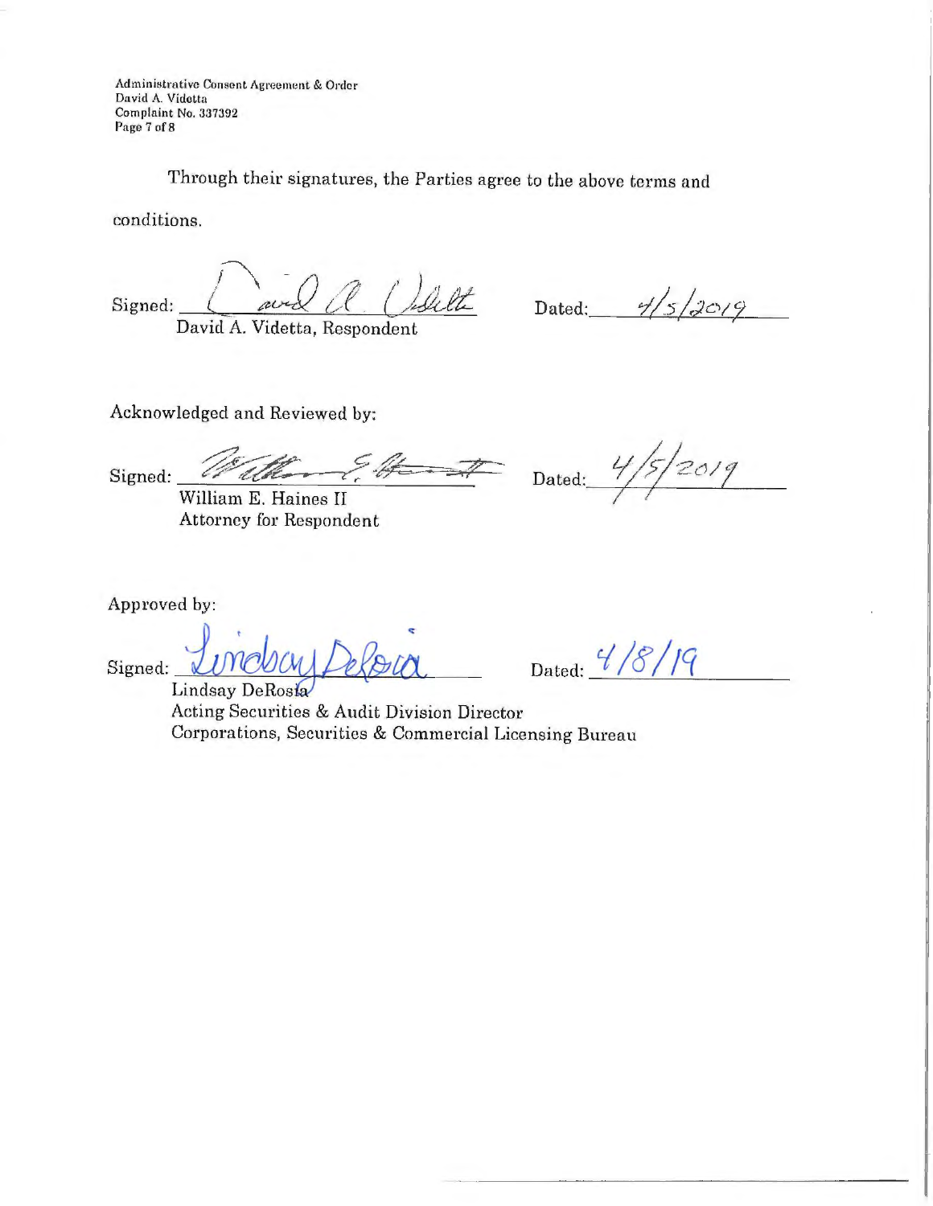Through their signatures, the Parties agree to the above terms and conditions.

Signed: ______________________ Dated: 4/5/2019
David A. Videtta, Respondent

Acknowledged and Reviewed by:

Signed: ______________________ Dated: 4/5/2019
William E. Haines II
Attorney for Respondent

Approved by:

Signed: ______________________ Dated: 4/8/19
Lindsay DeRosia
Acting Securities & Audit Division Director
Corporations, Securities & Commercial Licensing Bureau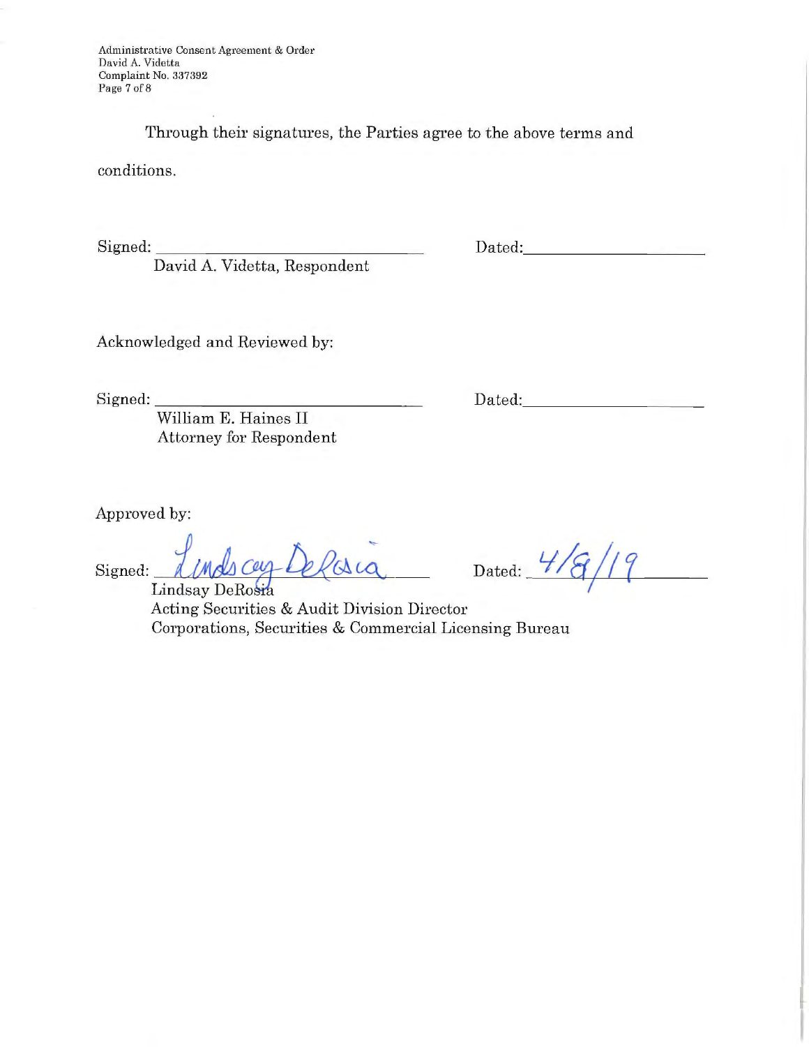Through their signatures, the Parties agree to the above terms and conditions.

Signed: ______________________________ Dated: ____________________

David A. Videtta, Respondent

Acknowledged and Reviewed by:

Signed: ______________________________ Dated: ____________________

William E. Haines II
Attorney for Respondent

Approved by:

Signed: Lindsay DeRosia Dated: 4/8/19

Lindsay DeRosia
Acting Securities & Audit Division Director
Corporations, Securities & Commercial Licensing Bureau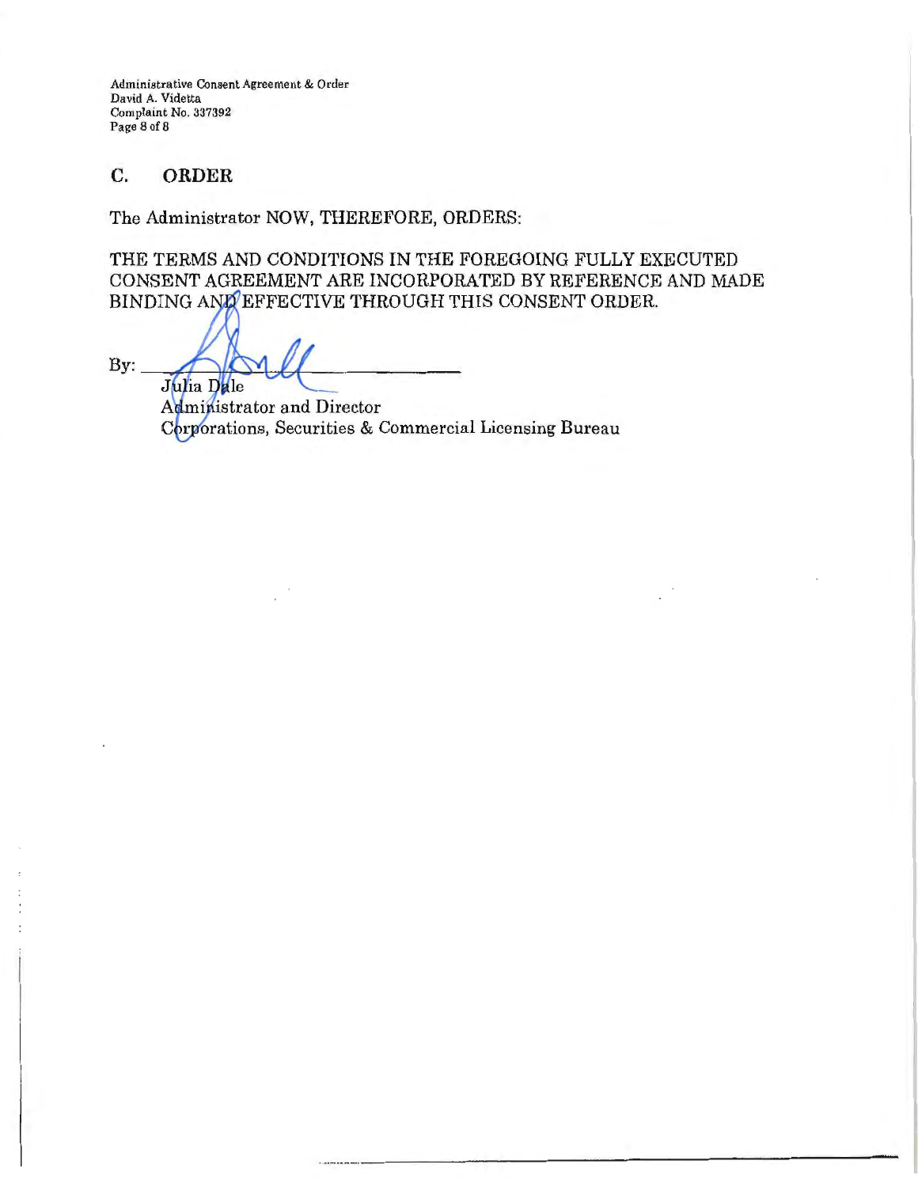## C. ORDER

The Administrator NOW, THEREFORE, ORDERS:

THE TERMS AND CONDITIONS IN THE FOREGOING FULLY EXECUTED CONSENT AGREEMENT ARE INCORPORATED BY REFERENCE AND MADE BINDING AND EFFECTIVE THROUGH THIS CONSENT ORDER.

By: ______________________________

Julia Dale
Administrator and Director
Corporations, Securities & Commercial Licensing Bureau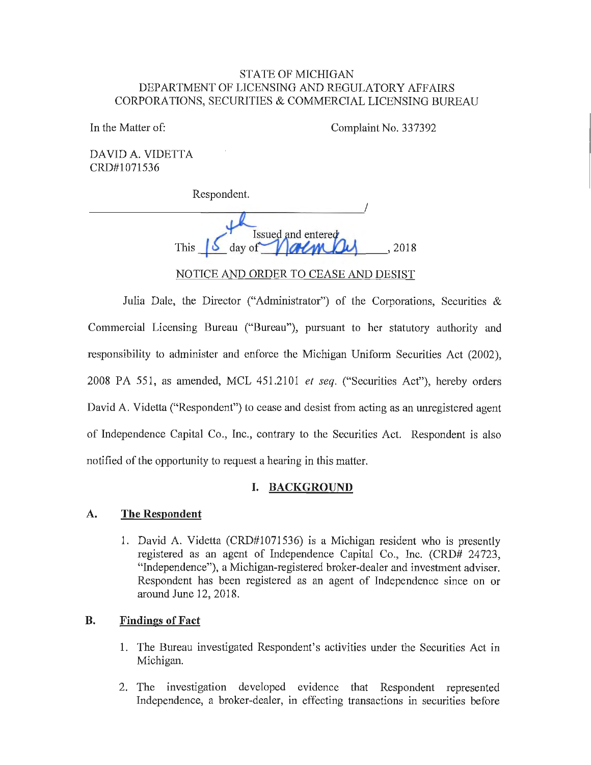STATE OF MICHIGAN
DEPARTMENT OF LICENSING AND REGULATORY AFFAIRS
CORPORATIONS, SECURITIES & COMMERCIAL LICENSING BUREAU

In the Matter of: Complaint No. 337392

DAVID A. VIDETTA
CRD#1071536

Respondent.
_______________________________________/

Issued and entered
This 15th day of November, 2018

NOTICE AND ORDER TO CEASE AND DESIST

Julia Dale, the Director ("Administrator") of the Corporations, Securities & Commercial Licensing Bureau ("Bureau"), pursuant to her statutory authority and responsibility to administer and enforce the Michigan Uniform Securities Act (2002), 2008 PA 551, as amended, MCL 451.2101 *et seq.* ("Securities Act"), hereby orders David A. Videtta ("Respondent") to cease and desist from acting as an unregistered agent of Independence Capital Co., Inc., contrary to the Securities Act. Respondent is also notified of the opportunity to request a hearing in this matter.

## I. BACKGROUND

### A. The Respondent

1. David A. Videtta (CRD#1071536) is a Michigan resident who is presently registered as an agent of Independence Capital Co., Inc. (CRD# 24723, "Independence"), a Michigan-registered broker-dealer and investment adviser. Respondent has been registered as an agent of Independence since on or around June 12, 2018.

### B. Findings of Fact

1. The Bureau investigated Respondent's activities under the Securities Act in Michigan.

2. The investigation developed evidence that Respondent represented Independence, a broker-dealer, in effecting transactions in securities before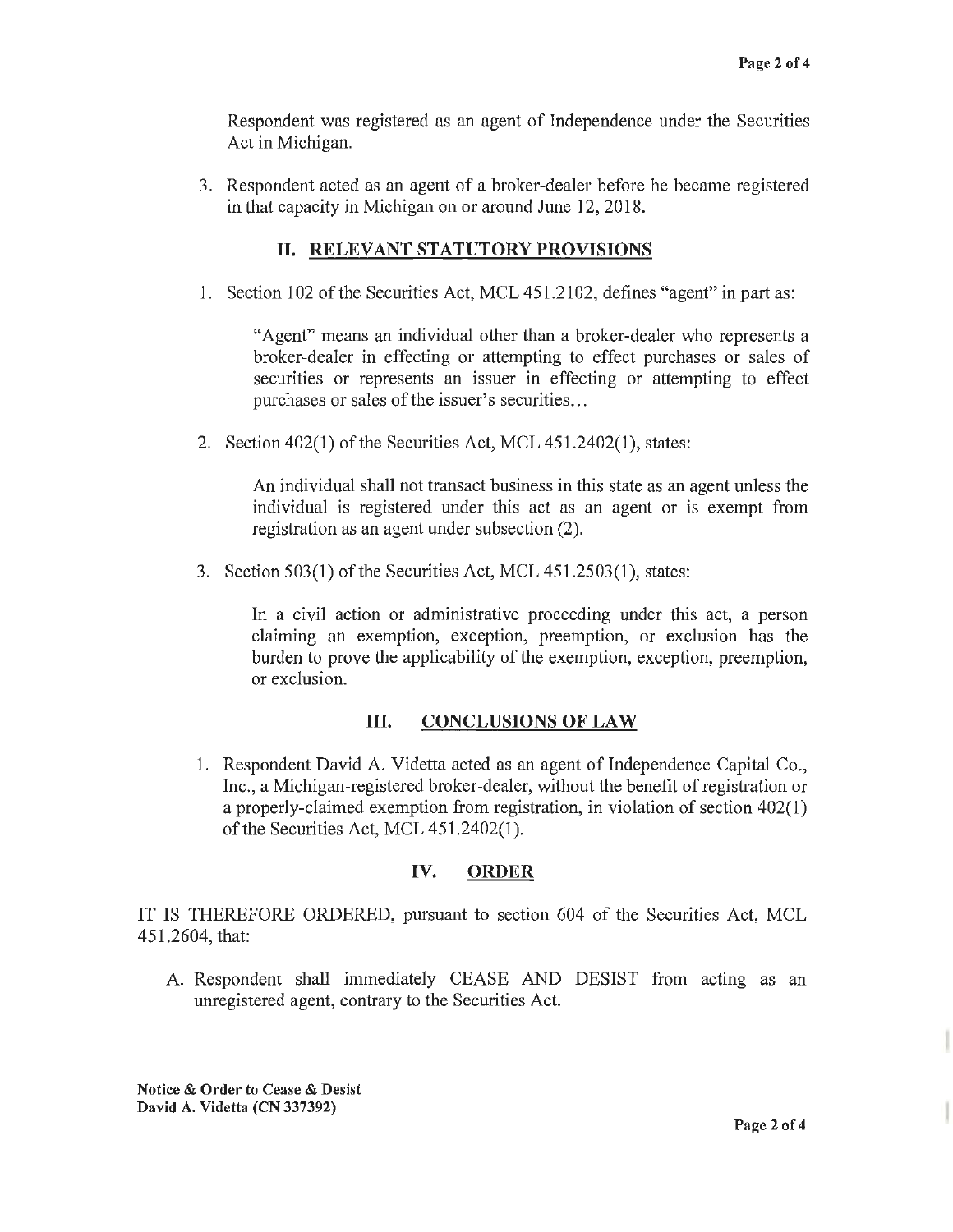Respondent was registered as an agent of Independence under the Securities Act in Michigan.

3. Respondent acted as an agent of a broker-dealer before he became registered in that capacity in Michigan on or around June 12, 2018.

## II. RELEVANT STATUTORY PROVISIONS

1. Section 102 of the Securities Act, MCL 451.2102, defines "agent" in part as:

   > "Agent" means an individual other than a broker-dealer who represents a broker-dealer in effecting or attempting to effect purchases or sales of securities or represents an issuer in effecting or attempting to effect purchases or sales of the issuer's securities...

2. Section 402(1) of the Securities Act, MCL 451.2402(1), states:

   > An individual shall not transact business in this state as an agent unless the individual is registered under this act as an agent or is exempt from registration as an agent under subsection (2).

3. Section 503(1) of the Securities Act, MCL 451.2503(1), states:

   > In a civil action or administrative proceeding under this act, a person claiming an exemption, exception, preemption, or exclusion has the burden to prove the applicability of the exemption, exception, preemption, or exclusion.

## III. CONCLUSIONS OF LAW

1. Respondent David A. Videtta acted as an agent of Independence Capital Co., Inc., a Michigan-registered broker-dealer, without the benefit of registration or a properly-claimed exemption from registration, in violation of section 402(1) of the Securities Act, MCL 451.2402(1).

## IV. ORDER

IT IS THEREFORE ORDERED, pursuant to section 604 of the Securities Act, MCL 451.2604, that:

A. Respondent shall immediately CEASE AND DESIST from acting as an unregistered agent, contrary to the Securities Act.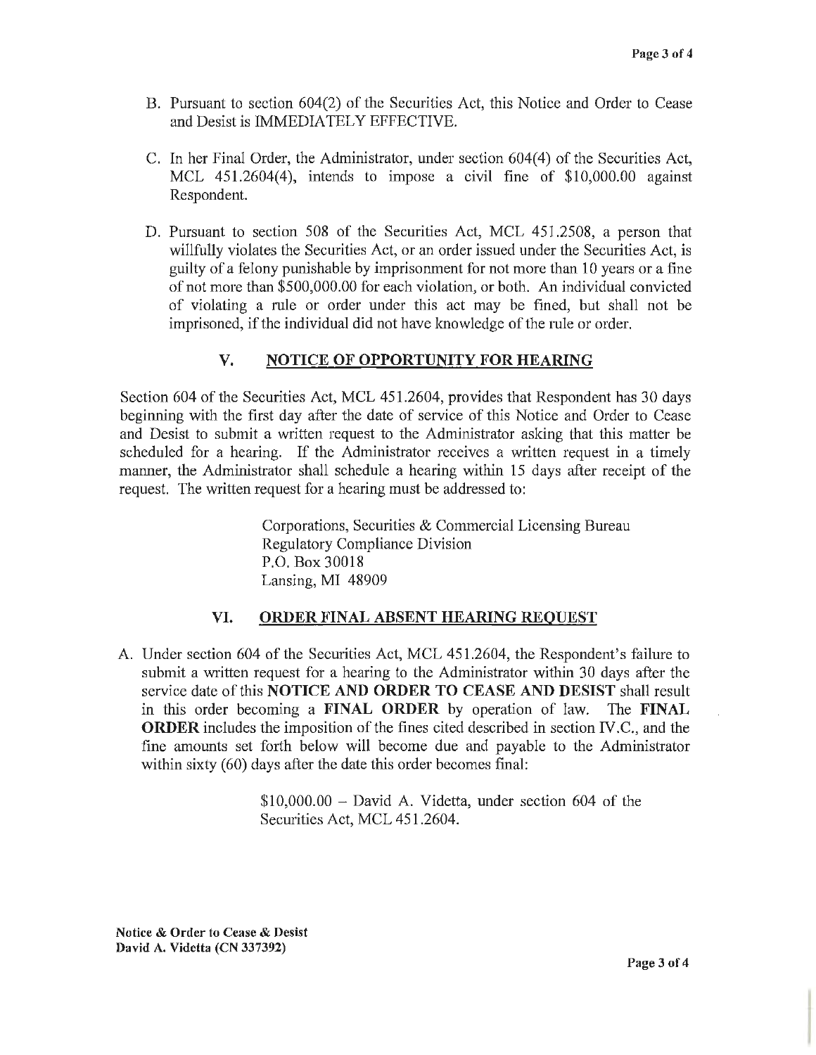B. Pursuant to section 604(2) of the Securities Act, this Notice and Order to Cease and Desist is IMMEDIATELY EFFECTIVE.

C. In her Final Order, the Administrator, under section 604(4) of the Securities Act, MCL 451.2604(4), intends to impose a civil fine of $10,000.00 against Respondent.

D. Pursuant to section 508 of the Securities Act, MCL 451.2508, a person that willfully violates the Securities Act, or an order issued under the Securities Act, is guilty of a felony punishable by imprisonment for not more than 10 years or a fine of not more than $500,000.00 for each violation, or both. An individual convicted of violating a rule or order under this act may be fined, but shall not be imprisoned, if the individual did not have knowledge of the rule or order.

## V. NOTICE OF OPPORTUNITY FOR HEARING

Section 604 of the Securities Act, MCL 451.2604, provides that Respondent has 30 days beginning with the first day after the date of service of this Notice and Order to Cease and Desist to submit a written request to the Administrator asking that this matter be scheduled for a hearing. If the Administrator receives a written request in a timely manner, the Administrator shall schedule a hearing within 15 days after receipt of the request. The written request for a hearing must be addressed to:

> Corporations, Securities & Commercial Licensing Bureau
> Regulatory Compliance Division
> P.O. Box 30018
> Lansing, MI 48909

## VI. ORDER FINAL ABSENT HEARING REQUEST

A. Under section 604 of the Securities Act, MCL 451.2604, the Respondent's failure to submit a written request for a hearing to the Administrator within 30 days after the service date of this **NOTICE AND ORDER TO CEASE AND DESIST** shall result in this order becoming a **FINAL ORDER** by operation of law. The **FINAL ORDER** includes the imposition of the fines cited described in section IV.C., and the fine amounts set forth below will become due and payable to the Administrator within sixty (60) days after the date this order becomes final:

> $10,000.00 – David A. Videtta, under section 604 of the Securities Act, MCL 451.2604.

**Notice & Order to Cease & Desist**
**David A. Videtta (CN 337392)**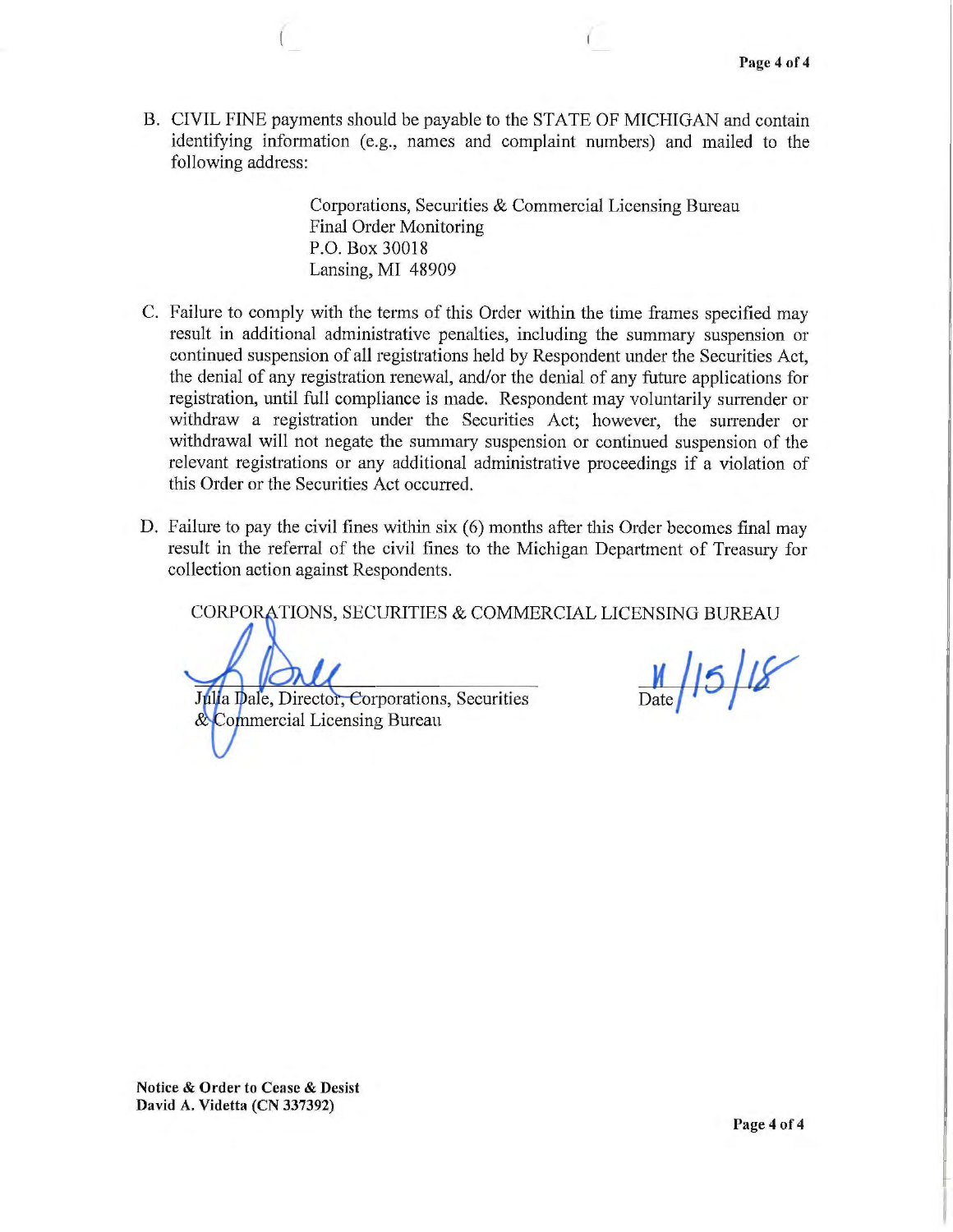B. CIVIL FINE payments should be payable to the STATE OF MICHIGAN and contain identifying information (e.g., names and complaint numbers) and mailed to the following address:

> Corporations, Securities & Commercial Licensing Bureau
> Final Order Monitoring
> P.O. Box 30018
> Lansing, MI 48909

C. Failure to comply with the terms of this Order within the time frames specified may result in additional administrative penalties, including the summary suspension or continued suspension of all registrations held by Respondent under the Securities Act, the denial of any registration renewal, and/or the denial of any future applications for registration, until full compliance is made. Respondent may voluntarily surrender or withdraw a registration under the Securities Act; however, the surrender or withdrawal will not negate the summary suspension or continued suspension of the relevant registrations or any additional administrative proceedings if a violation of this Order or the Securities Act occurred.

D. Failure to pay the civil fines within six (6) months after this Order becomes final may result in the referral of the civil fines to the Michigan Department of Treasury for collection action against Respondents.

CORPORATIONS, SECURITIES & COMMERCIAL LICENSING BUREAU

Julia Dale, Director, Corporations, Securities & Commercial Licensing Bureau

Date 11/15/18

**Notice & Order to Cease & Desist**
**David A. Videtta (CN 337392)**